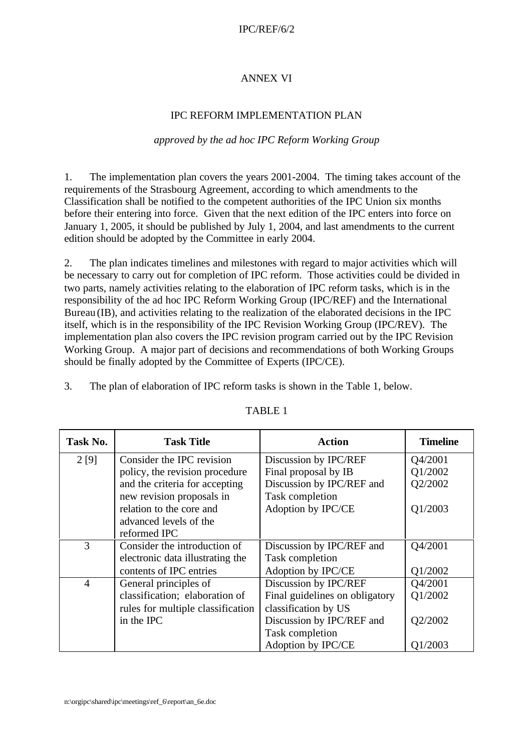# ANNEX VI

## IPC REFORM IMPLEMENTATION PLAN

*approved by the ad hoc IPC Reform Working Group*

1. The implementation plan covers the years 2001-2004. The timing takes account of the requirements of the Strasbourg Agreement, according to which amendments to the Classification shall be notified to the competent authorities of the IPC Union six months before their entering into force. Given that the next edition of the IPC enters into force on January 1, 2005, it should be published by July 1, 2004, and last amendments to the current edition should be adopted by the Committee in early 2004.

2. The plan indicates timelines and milestones with regard to major activities which will be necessary to carry out for completion of IPC reform. Those activities could be divided in two parts, namely activities relating to the elaboration of IPC reform tasks, which is in the responsibility of the ad hoc IPC Reform Working Group (IPC/REF) and the International Bureau (IB), and activities relating to the realization of the elaborated decisions in the IPC itself, which is in the responsibility of the IPC Revision Working Group (IPC/REV). The implementation plan also covers the IPC revision program carried out by the IPC Revision Working Group. A major part of decisions and recommendations of both Working Groups should be finally adopted by the Committee of Experts (IPC/CE).

3. The plan of elaboration of IPC reform tasks is shown in the Table 1, below.

TABLE 1

| Task No. | Task Title | Action | Timeline |
|---|---|---|---|
| 2 [9] | Consider the IPC revision policy, the revision procedure and the criteria for accepting new revision proposals in relation to the core and advanced levels of the reformed IPC | Discussion by IPC/REF<br>Final proposal by IB<br>Discussion by IPC/REF and Task completion<br>Adoption by IPC/CE | Q4/2001<br>Q1/2002<br>Q2/2002<br><br>Q1/2003 |
| 3 | Consider the introduction of electronic data illustrating the contents of IPC entries | Discussion by IPC/REF and Task completion<br>Adoption by IPC/CE | Q4/2001<br><br>Q1/2002 |
| 4 | General principles of classification; elaboration of rules for multiple classification in the IPC | Discussion by IPC/REF<br>Final guidelines on obligatory classification by US<br>Discussion by IPC/REF and Task completion<br>Adoption by IPC/CE | Q4/2001<br>Q1/2002<br><br>Q2/2002<br><br>Q1/2003 |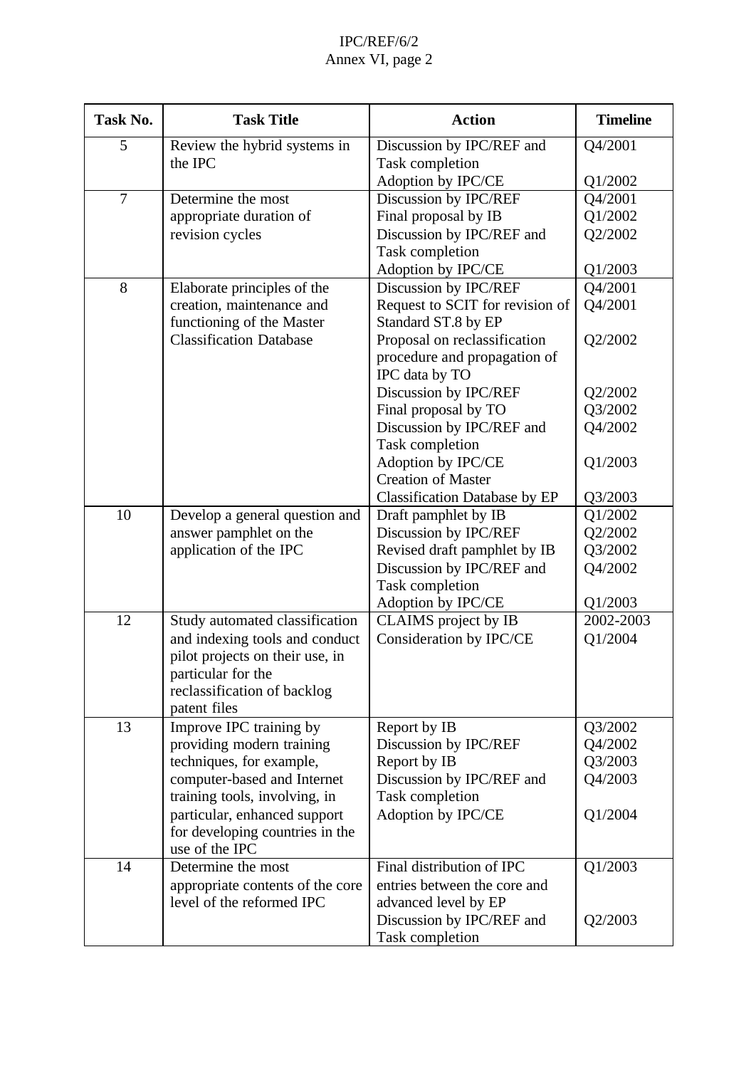| Task No. | Task Title | Action | Timeline |
|---|---|---|---|
| 5 | Review the hybrid systems in the IPC | Discussion by IPC/REF and Task completion<br>Adoption by IPC/CE | Q4/2001<br><br>Q1/2002 |
| 7 | Determine the most appropriate duration of revision cycles | Discussion by IPC/REF<br>Final proposal by IB<br>Discussion by IPC/REF and Task completion<br>Adoption by IPC/CE | Q4/2001<br>Q1/2002<br>Q2/2002<br><br>Q1/2003 |
| 8 | Elaborate principles of the creation, maintenance and functioning of the Master Classification Database | Discussion by IPC/REF<br>Request to SCIT for revision of Standard ST.8 by EP<br>Proposal on reclassification procedure and propagation of IPC data by TO<br>Discussion by IPC/REF<br>Final proposal by TO<br>Discussion by IPC/REF and Task completion<br>Adoption by IPC/CE<br>Creation of Master Classification Database by EP | Q4/2001<br>Q4/2001<br><br>Q2/2002<br><br><br>Q2/2002<br>Q3/2002<br>Q4/2002<br><br>Q1/2003<br><br>Q3/2003 |
| 10 | Develop a general question and answer pamphlet on the application of the IPC | Draft pamphlet by IB<br>Discussion by IPC/REF<br>Revised draft pamphlet by IB<br>Discussion by IPC/REF and Task completion<br>Adoption by IPC/CE | Q1/2002<br>Q2/2002<br>Q3/2002<br>Q4/2002<br><br>Q1/2003 |
| 12 | Study automated classification and indexing tools and conduct pilot projects on their use, in particular for the reclassification of backlog patent files | CLAIMS project by IB<br>Consideration by IPC/CE | 2002-2003<br>Q1/2004 |
| 13 | Improve IPC training by providing modern training techniques, for example, computer-based and Internet training tools, involving, in particular, enhanced support for developing countries in the use of the IPC | Report by IB<br>Discussion by IPC/REF<br>Report by IB<br>Discussion by IPC/REF and Task completion<br>Adoption by IPC/CE | Q3/2002<br>Q4/2002<br>Q3/2003<br>Q4/2003<br><br>Q1/2004 |
| 14 | Determine the most appropriate contents of the core level of the reformed IPC | Final distribution of IPC entries between the core and advanced level by EP<br>Discussion by IPC/REF and Task completion | Q1/2003<br><br><br>Q2/2003 |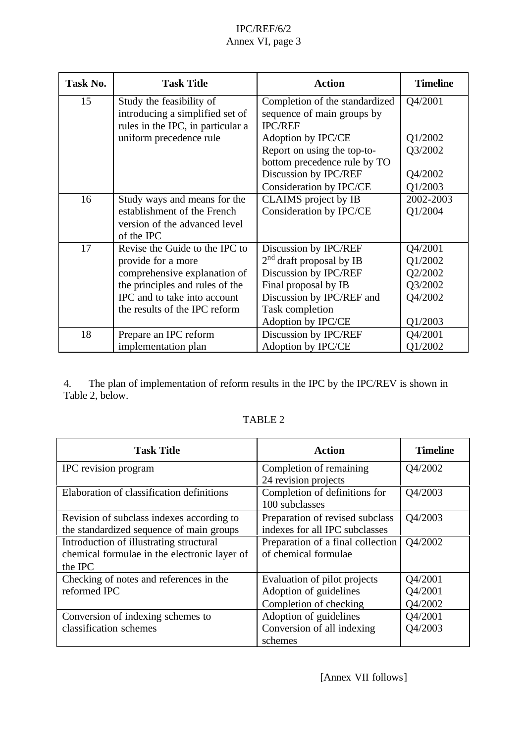| Task No. | Task Title | Action | Timeline |
|---|---|---|---|
| 15 | Study the feasibility of introducing a simplified set of rules in the IPC, in particular a uniform precedence rule | Completion of the standardized sequence of main groups by IPC/REF<br>Adoption by IPC/CE<br>Report on using the top-to-bottom precedence rule by TO<br>Discussion by IPC/REF<br>Consideration by IPC/CE | Q4/2001<br><br>Q1/2002<br>Q3/2002<br><br>Q4/2002<br>Q1/2003 |
| 16 | Study ways and means for the establishment of the French version of the advanced level of the IPC | CLAIMS project by IB<br>Consideration by IPC/CE | 2002-2003<br>Q1/2004 |
| 17 | Revise the Guide to the IPC to provide for a more comprehensive explanation of the principles and rules of the IPC and to take into account the results of the IPC reform | Discussion by IPC/REF<br>2nd draft proposal by IB<br>Discussion by IPC/REF<br>Final proposal by IB<br>Discussion by IPC/REF and Task completion<br>Adoption by IPC/CE | Q4/2001<br>Q1/2002<br>Q2/2002<br>Q3/2002<br>Q4/2002<br><br>Q1/2003 |
| 18 | Prepare an IPC reform implementation plan | Discussion by IPC/REF<br>Adoption by IPC/CE | Q4/2001<br>Q1/2002 |

4. The plan of implementation of reform results in the IPC by the IPC/REV is shown in Table 2, below.

TABLE 2

| Task Title | Action | Timeline |
|---|---|---|
| IPC revision program | Completion of remaining 24 revision projects | Q4/2002 |
| Elaboration of classification definitions | Completion of definitions for 100 subclasses | Q4/2003 |
| Revision of subclass indexes according to the standardized sequence of main groups | Preparation of revised subclass indexes for all IPC subclasses | Q4/2003 |
| Introduction of illustrating structural chemical formulae in the electronic layer of the IPC | Preparation of a final collection of chemical formulae | Q4/2002 |
| Checking of notes and references in the reformed IPC | Evaluation of pilot projects<br>Adoption of guidelines<br>Completion of checking | Q4/2001<br>Q4/2001<br>Q4/2002 |
| Conversion of indexing schemes to classification schemes | Adoption of guidelines<br>Conversion of all indexing schemes | Q4/2001<br>Q4/2003 |

[Annex VII follows]